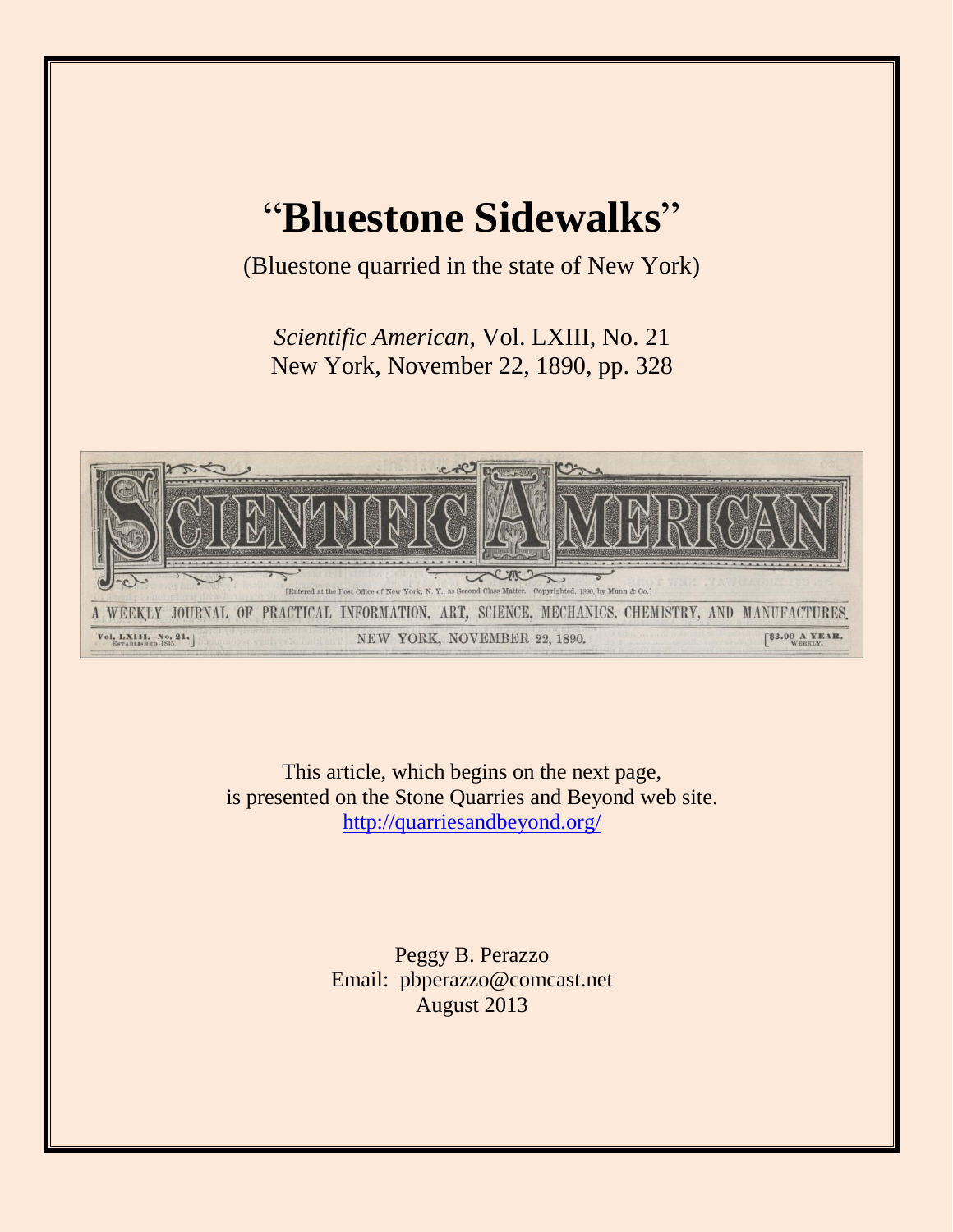# "**Bluestone Sidewalks**"

(Bluestone quarried in the state of New York)

*Scientific American*, Vol. LXIII, No. 21
New York, November 22, 1890, pp. 328

SCIENTIFIC AMERICAN

[Entered at the Post Office of New York, N. Y., as Second Class Matter. Copyrighted, 1890, by Munn & Co.]

A WEEKLY JOURNAL OF PRACTICAL INFORMATION, ART, SCIENCE, MECHANICS, CHEMISTRY, AND MANUFACTURES.

Vol. LXIII.—No. 21. Established 1845. | NEW YORK, NOVEMBER 22, 1890. | $3.00 A YEAR. WEEKLY.

This article, which begins on the next page,
is presented on the Stone Quarries and Beyond web site.
http://quarriesandbeyond.org/

Peggy B. Perazzo
Email: pbperazzo@comcast.net
August 2013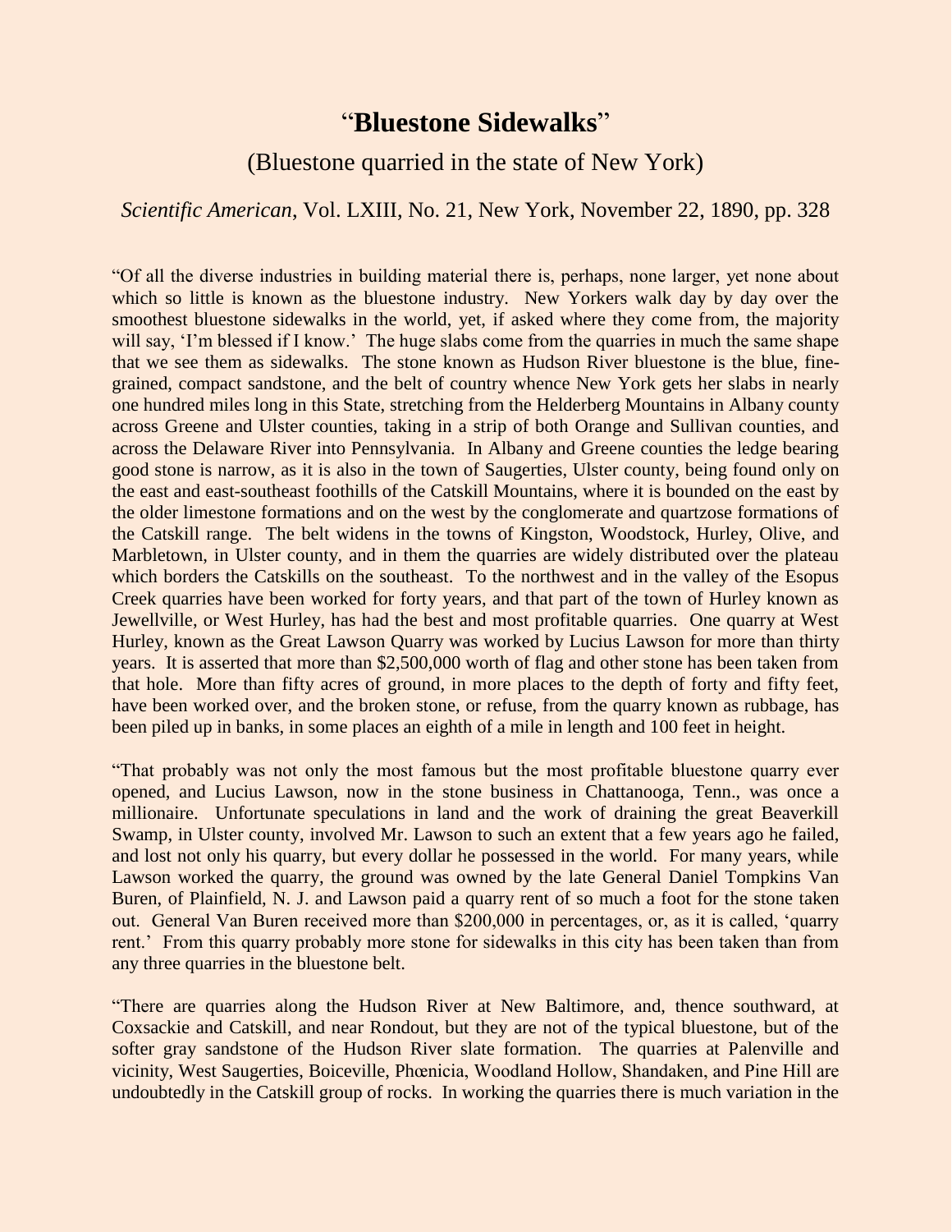# “**Bluestone Sidewalks**”

## (Bluestone quarried in the state of New York)

*Scientific American*, Vol. LXIII, No. 21, New York, November 22, 1890, pp. 328

“Of all the diverse industries in building material there is, perhaps, none larger, yet none about which so little is known as the bluestone industry. New Yorkers walk day by day over the smoothest bluestone sidewalks in the world, yet, if asked where they come from, the majority will say, ‘I’m blessed if I know.’ The huge slabs come from the quarries in much the same shape that we see them as sidewalks. The stone known as Hudson River bluestone is the blue, fine-grained, compact sandstone, and the belt of country whence New York gets her slabs in nearly one hundred miles long in this State, stretching from the Helderberg Mountains in Albany county across Greene and Ulster counties, taking in a strip of both Orange and Sullivan counties, and across the Delaware River into Pennsylvania. In Albany and Greene counties the ledge bearing good stone is narrow, as it is also in the town of Saugerties, Ulster county, being found only on the east and east-southeast foothills of the Catskill Mountains, where it is bounded on the east by the older limestone formations and on the west by the conglomerate and quartzose formations of the Catskill range. The belt widens in the towns of Kingston, Woodstock, Hurley, Olive, and Marbletown, in Ulster county, and in them the quarries are widely distributed over the plateau which borders the Catskills on the southeast. To the northwest and in the valley of the Esopus Creek quarries have been worked for forty years, and that part of the town of Hurley known as Jewellville, or West Hurley, has had the best and most profitable quarries. One quarry at West Hurley, known as the Great Lawson Quarry was worked by Lucius Lawson for more than thirty years. It is asserted that more than $2,500,000 worth of flag and other stone has been taken from that hole. More than fifty acres of ground, in more places to the depth of forty and fifty feet, have been worked over, and the broken stone, or refuse, from the quarry known as rubbage, has been piled up in banks, in some places an eighth of a mile in length and 100 feet in height.

“That probably was not only the most famous but the most profitable bluestone quarry ever opened, and Lucius Lawson, now in the stone business in Chattanooga, Tenn., was once a millionaire. Unfortunate speculations in land and the work of draining the great Beaverkill Swamp, in Ulster county, involved Mr. Lawson to such an extent that a few years ago he failed, and lost not only his quarry, but every dollar he possessed in the world. For many years, while Lawson worked the quarry, the ground was owned by the late General Daniel Tompkins Van Buren, of Plainfield, N. J. and Lawson paid a quarry rent of so much a foot for the stone taken out. General Van Buren received more than $200,000 in percentages, or, as it is called, ‘quarry rent.’ From this quarry probably more stone for sidewalks in this city has been taken than from any three quarries in the bluestone belt.

“There are quarries along the Hudson River at New Baltimore, and, thence southward, at Coxsackie and Catskill, and near Rondout, but they are not of the typical bluestone, but of the softer gray sandstone of the Hudson River slate formation. The quarries at Palenville and vicinity, West Saugerties, Boiceville, Phœnicia, Woodland Hollow, Shandaken, and Pine Hill are undoubtedly in the Catskill group of rocks. In working the quarries there is much variation in the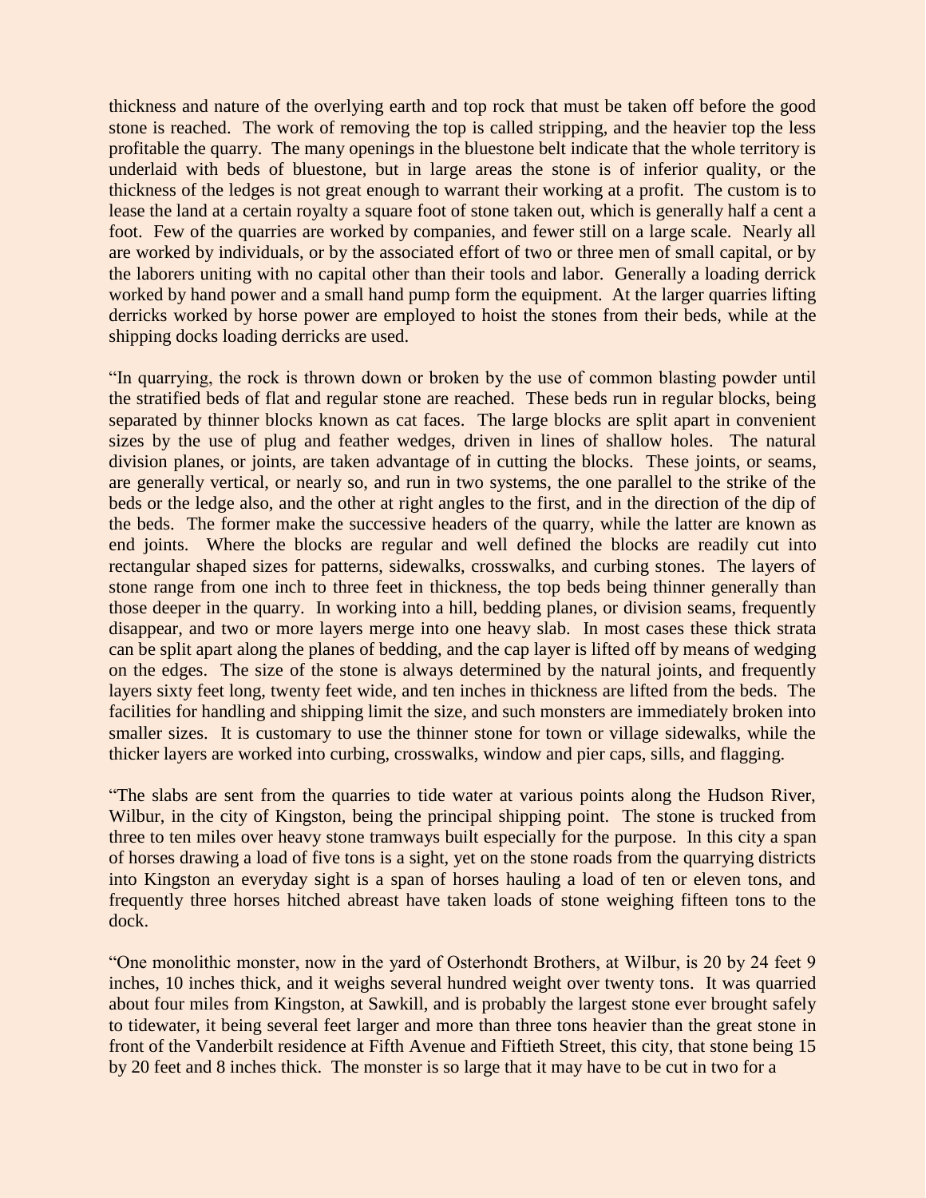thickness and nature of the overlying earth and top rock that must be taken off before the good stone is reached. The work of removing the top is called stripping, and the heavier top the less profitable the quarry. The many openings in the bluestone belt indicate that the whole territory is underlaid with beds of bluestone, but in large areas the stone is of inferior quality, or the thickness of the ledges is not great enough to warrant their working at a profit. The custom is to lease the land at a certain royalty a square foot of stone taken out, which is generally half a cent a foot. Few of the quarries are worked by companies, and fewer still on a large scale. Nearly all are worked by individuals, or by the associated effort of two or three men of small capital, or by the laborers uniting with no capital other than their tools and labor. Generally a loading derrick worked by hand power and a small hand pump form the equipment. At the larger quarries lifting derricks worked by horse power are employed to hoist the stones from their beds, while at the shipping docks loading derricks are used.

"In quarrying, the rock is thrown down or broken by the use of common blasting powder until the stratified beds of flat and regular stone are reached. These beds run in regular blocks, being separated by thinner blocks known as cat faces. The large blocks are split apart in convenient sizes by the use of plug and feather wedges, driven in lines of shallow holes. The natural division planes, or joints, are taken advantage of in cutting the blocks. These joints, or seams, are generally vertical, or nearly so, and run in two systems, the one parallel to the strike of the beds or the ledge also, and the other at right angles to the first, and in the direction of the dip of the beds. The former make the successive headers of the quarry, while the latter are known as end joints. Where the blocks are regular and well defined the blocks are readily cut into rectangular shaped sizes for patterns, sidewalks, crosswalks, and curbing stones. The layers of stone range from one inch to three feet in thickness, the top beds being thinner generally than those deeper in the quarry. In working into a hill, bedding planes, or division seams, frequently disappear, and two or more layers merge into one heavy slab. In most cases these thick strata can be split apart along the planes of bedding, and the cap layer is lifted off by means of wedging on the edges. The size of the stone is always determined by the natural joints, and frequently layers sixty feet long, twenty feet wide, and ten inches in thickness are lifted from the beds. The facilities for handling and shipping limit the size, and such monsters are immediately broken into smaller sizes. It is customary to use the thinner stone for town or village sidewalks, while the thicker layers are worked into curbing, crosswalks, window and pier caps, sills, and flagging.

"The slabs are sent from the quarries to tide water at various points along the Hudson River, Wilbur, in the city of Kingston, being the principal shipping point. The stone is trucked from three to ten miles over heavy stone tramways built especially for the purpose. In this city a span of horses drawing a load of five tons is a sight, yet on the stone roads from the quarrying districts into Kingston an everyday sight is a span of horses hauling a load of ten or eleven tons, and frequently three horses hitched abreast have taken loads of stone weighing fifteen tons to the dock.

"One monolithic monster, now in the yard of Osterhondt Brothers, at Wilbur, is 20 by 24 feet 9 inches, 10 inches thick, and it weighs several hundred weight over twenty tons. It was quarried about four miles from Kingston, at Sawkill, and is probably the largest stone ever brought safely to tidewater, it being several feet larger and more than three tons heavier than the great stone in front of the Vanderbilt residence at Fifth Avenue and Fiftieth Street, this city, that stone being 15 by 20 feet and 8 inches thick. The monster is so large that it may have to be cut in two for a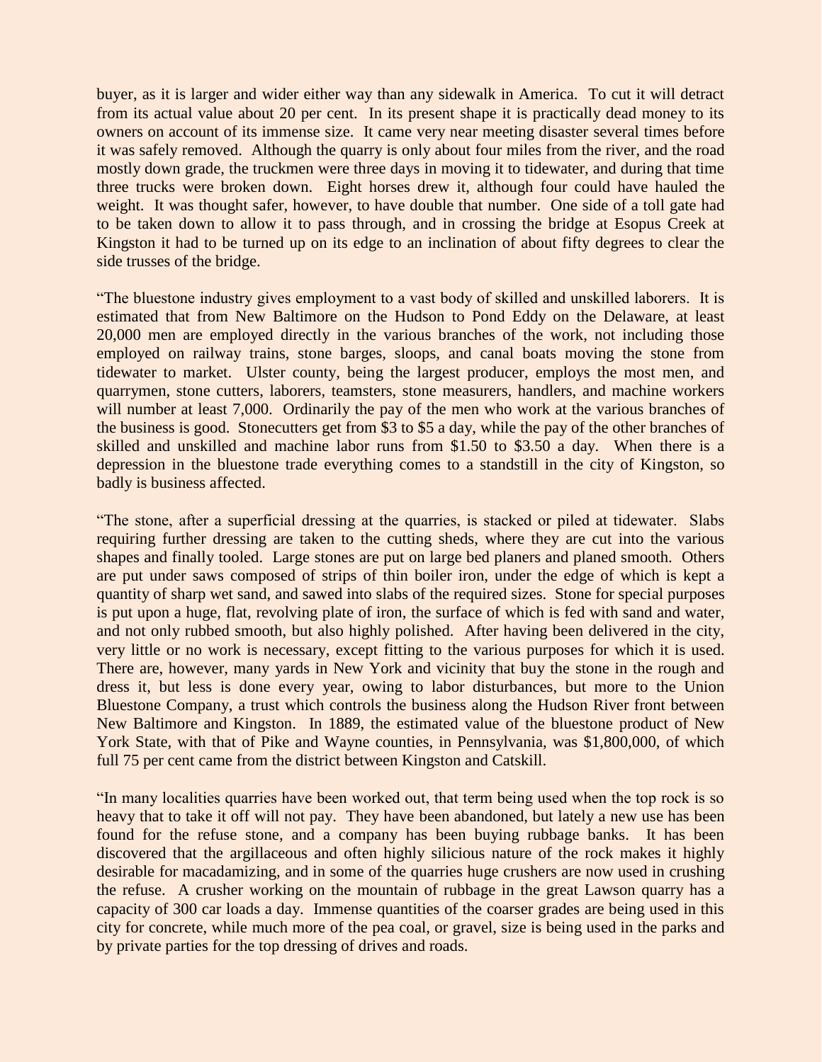buyer, as it is larger and wider either way than any sidewalk in America. To cut it will detract from its actual value about 20 per cent. In its present shape it is practically dead money to its owners on account of its immense size. It came very near meeting disaster several times before it was safely removed. Although the quarry is only about four miles from the river, and the road mostly down grade, the truckmen were three days in moving it to tidewater, and during that time three trucks were broken down. Eight horses drew it, although four could have hauled the weight. It was thought safer, however, to have double that number. One side of a toll gate had to be taken down to allow it to pass through, and in crossing the bridge at Esopus Creek at Kingston it had to be turned up on its edge to an inclination of about fifty degrees to clear the side trusses of the bridge.

"The bluestone industry gives employment to a vast body of skilled and unskilled laborers. It is estimated that from New Baltimore on the Hudson to Pond Eddy on the Delaware, at least 20,000 men are employed directly in the various branches of the work, not including those employed on railway trains, stone barges, sloops, and canal boats moving the stone from tidewater to market. Ulster county, being the largest producer, employs the most men, and quarrymen, stone cutters, laborers, teamsters, stone measurers, handlers, and machine workers will number at least 7,000. Ordinarily the pay of the men who work at the various branches of the business is good. Stonecutters get from $3 to $5 a day, while the pay of the other branches of skilled and unskilled and machine labor runs from $1.50 to $3.50 a day. When there is a depression in the bluestone trade everything comes to a standstill in the city of Kingston, so badly is business affected.

"The stone, after a superficial dressing at the quarries, is stacked or piled at tidewater. Slabs requiring further dressing are taken to the cutting sheds, where they are cut into the various shapes and finally tooled. Large stones are put on large bed planers and planed smooth. Others are put under saws composed of strips of thin boiler iron, under the edge of which is kept a quantity of sharp wet sand, and sawed into slabs of the required sizes. Stone for special purposes is put upon a huge, flat, revolving plate of iron, the surface of which is fed with sand and water, and not only rubbed smooth, but also highly polished. After having been delivered in the city, very little or no work is necessary, except fitting to the various purposes for which it is used. There are, however, many yards in New York and vicinity that buy the stone in the rough and dress it, but less is done every year, owing to labor disturbances, but more to the Union Bluestone Company, a trust which controls the business along the Hudson River front between New Baltimore and Kingston. In 1889, the estimated value of the bluestone product of New York State, with that of Pike and Wayne counties, in Pennsylvania, was $1,800,000, of which full 75 per cent came from the district between Kingston and Catskill.

"In many localities quarries have been worked out, that term being used when the top rock is so heavy that to take it off will not pay. They have been abandoned, but lately a new use has been found for the refuse stone, and a company has been buying rubbage banks. It has been discovered that the argillaceous and often highly silicious nature of the rock makes it highly desirable for macadamizing, and in some of the quarries huge crushers are now used in crushing the refuse. A crusher working on the mountain of rubbage in the great Lawson quarry has a capacity of 300 car loads a day. Immense quantities of the coarser grades are being used in this city for concrete, while much more of the pea coal, or gravel, size is being used in the parks and by private parties for the top dressing of drives and roads.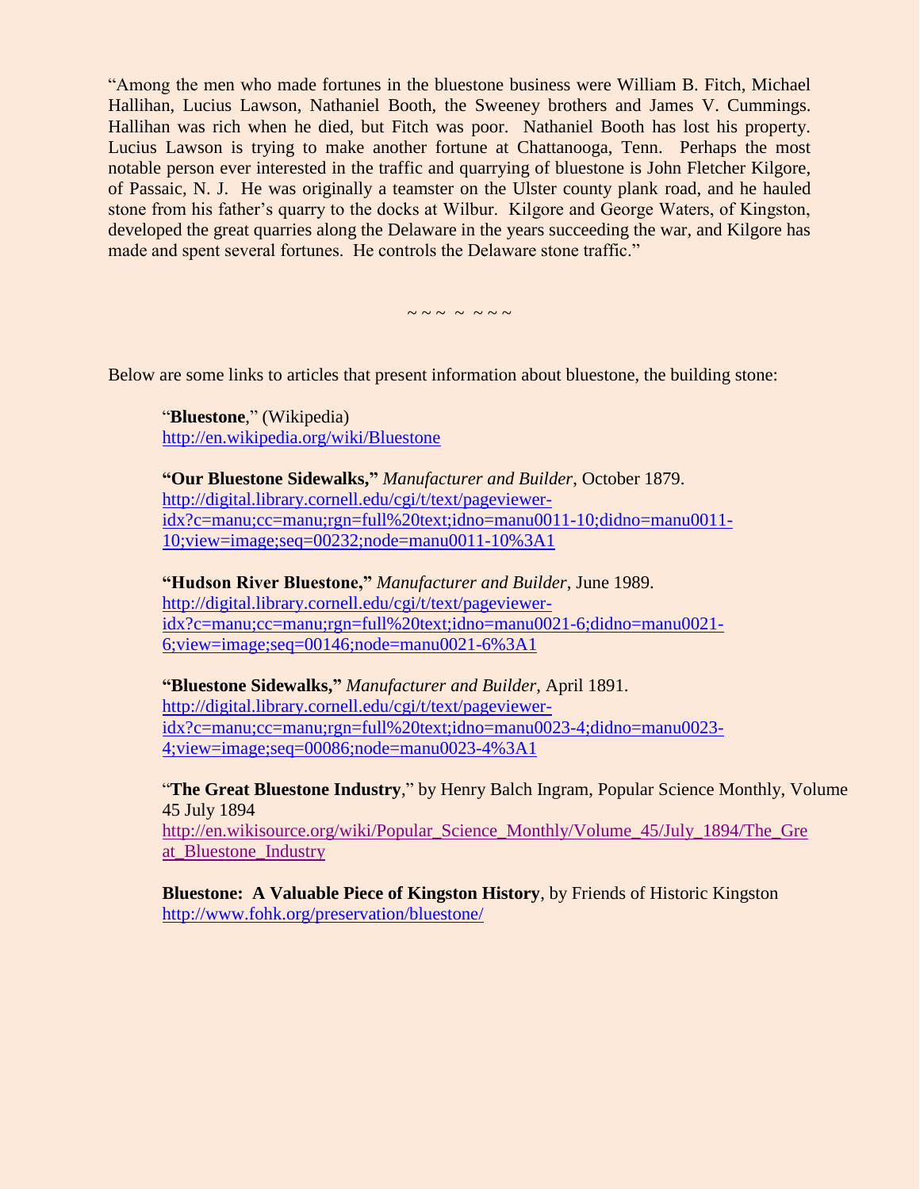"Among the men who made fortunes in the bluestone business were William B. Fitch, Michael Hallihan, Lucius Lawson, Nathaniel Booth, the Sweeney brothers and James V. Cummings. Hallihan was rich when he died, but Fitch was poor. Nathaniel Booth has lost his property. Lucius Lawson is trying to make another fortune at Chattanooga, Tenn. Perhaps the most notable person ever interested in the traffic and quarrying of bluestone is John Fletcher Kilgore, of Passaic, N. J. He was originally a teamster on the Ulster county plank road, and he hauled stone from his father's quarry to the docks at Wilbur. Kilgore and George Waters, of Kingston, developed the great quarries along the Delaware in the years succeeding the war, and Kilgore has made and spent several fortunes. He controls the Delaware stone traffic."

~ ~ ~ ~ ~ ~ ~ ~

Below are some links to articles that present information about bluestone, the building stone:

"**Bluestone**," (Wikipedia)
http://en.wikipedia.org/wiki/Bluestone

**"Our Bluestone Sidewalks,"** *Manufacturer and Builder*, October 1879.
http://digital.library.cornell.edu/cgi/t/text/pageviewer-idx?c=manu;cc=manu;rgn=full%20text;idno=manu0011-10;didno=manu0011-10;view=image;seq=00232;node=manu0011-10%3A1

**"Hudson River Bluestone,"** *Manufacturer and Builder*, June 1989.
http://digital.library.cornell.edu/cgi/t/text/pageviewer-idx?c=manu;cc=manu;rgn=full%20text;idno=manu0021-6;didno=manu0021-6;view=image;seq=00146;node=manu0021-6%3A1

**"Bluestone Sidewalks,"** *Manufacturer and Builder*, April 1891.
http://digital.library.cornell.edu/cgi/t/text/pageviewer-idx?c=manu;cc=manu;rgn=full%20text;idno=manu0023-4;didno=manu0023-4;view=image;seq=00086;node=manu0023-4%3A1

"**The Great Bluestone Industry**," by Henry Balch Ingram, Popular Science Monthly, Volume 45 July 1894
http://en.wikisource.org/wiki/Popular_Science_Monthly/Volume_45/July_1894/The_Great_Bluestone_Industry

**Bluestone: A Valuable Piece of Kingston History**, by Friends of Historic Kingston
http://www.fohk.org/preservation/bluestone/